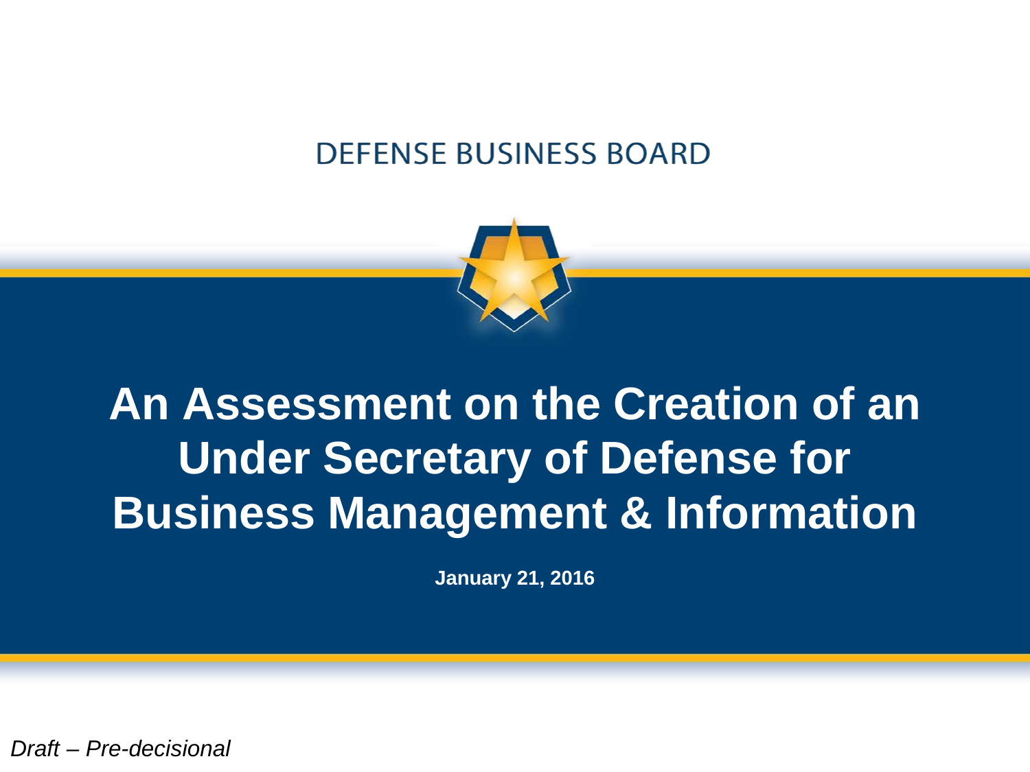DEFENSE BUSINESS BOARD

# An Assessment on the Creation of an Under Secretary of Defense for Business Management & Information

**January 21, 2016**

*Draft – Pre-decisional*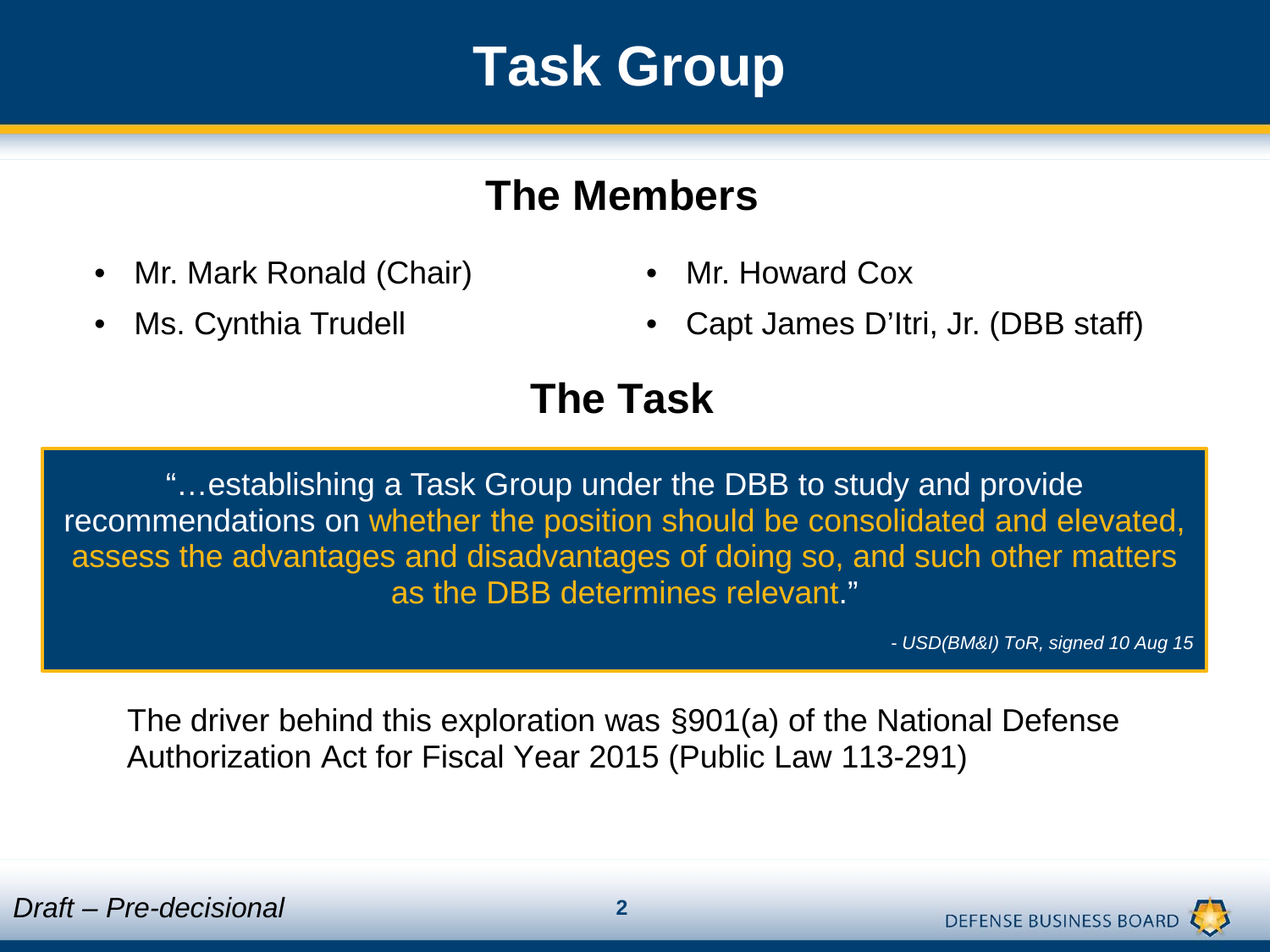# Task Group

## The Members

- Mr. Mark Ronald (Chair)
- Ms. Cynthia Trudell
- Mr. Howard Cox
- Capt James D'Itri, Jr. (DBB staff)

## The Task

> "…establishing a Task Group under the DBB to study and provide recommendations on whether the position should be consolidated and elevated, assess the advantages and disadvantages of doing so, and such other matters as the DBB determines relevant."
>
> *- USD(BM&I) ToR, signed 10 Aug 15*

The driver behind this exploration was §901(a) of the National Defense Authorization Act for Fiscal Year 2015 (Public Law 113-291)

*Draft – Pre-decisional*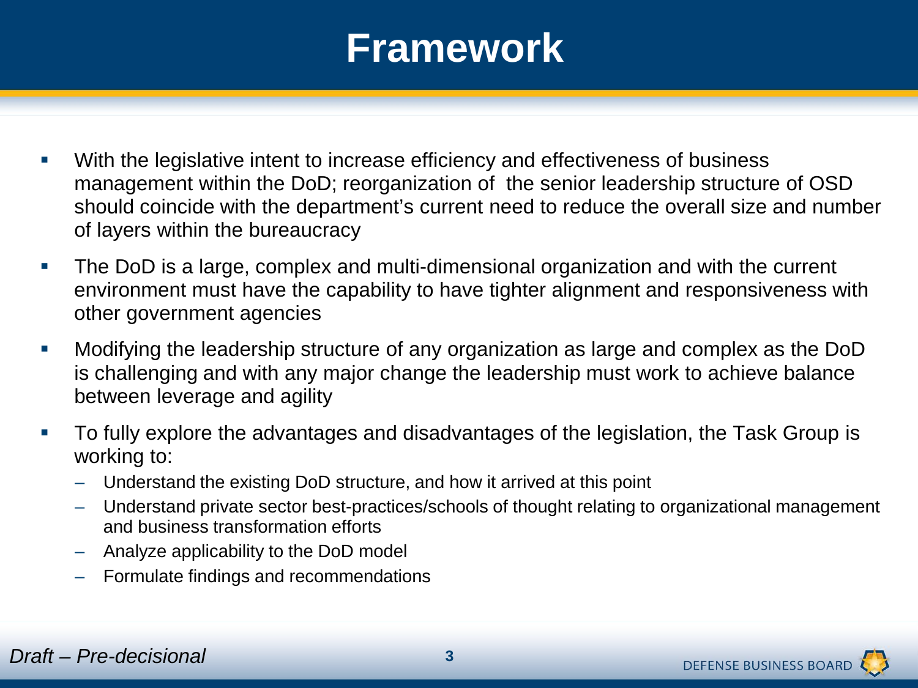# Framework

- With the legislative intent to increase efficiency and effectiveness of business management within the DoD; reorganization of the senior leadership structure of OSD should coincide with the department's current need to reduce the overall size and number of layers within the bureaucracy
- The DoD is a large, complex and multi-dimensional organization and with the current environment must have the capability to have tighter alignment and responsiveness with other government agencies
- Modifying the leadership structure of any organization as large and complex as the DoD is challenging and with any major change the leadership must work to achieve balance between leverage and agility
- To fully explore the advantages and disadvantages of the legislation, the Task Group is working to:
  - Understand the existing DoD structure, and how it arrived at this point
  - Understand private sector best-practices/schools of thought relating to organizational management and business transformation efforts
  - Analyze applicability to the DoD model
  - Formulate findings and recommendations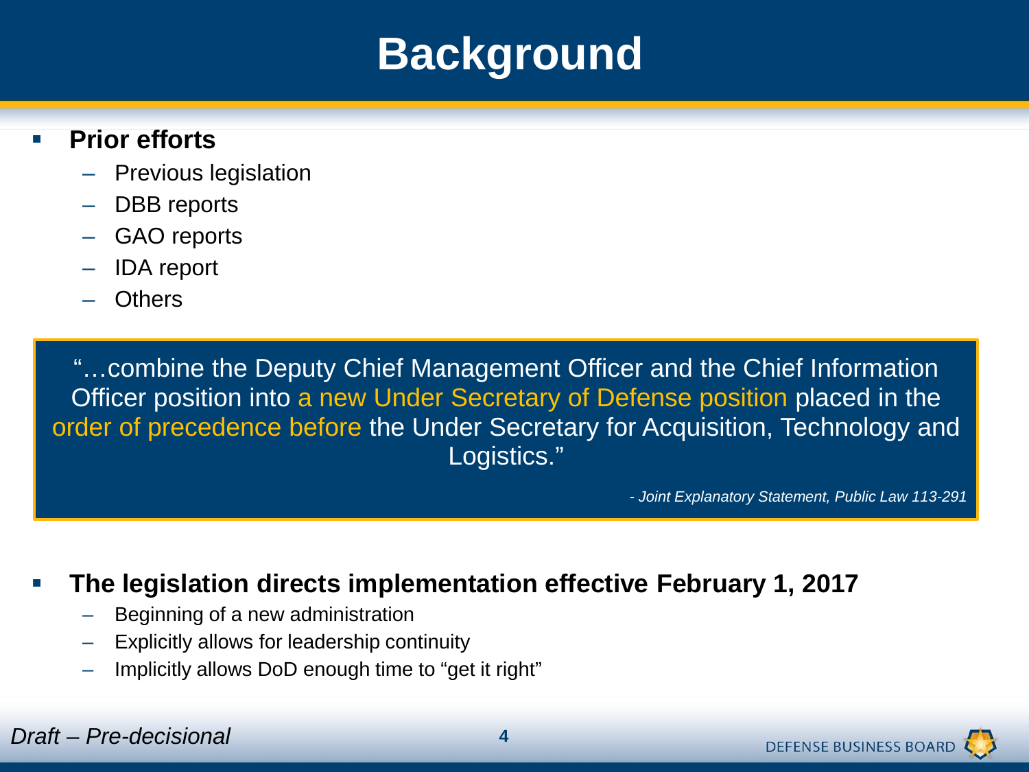# Background

- **Prior efforts**
  - Previous legislation
  - DBB reports
  - GAO reports
  - IDA report
  - Others

> "…combine the Deputy Chief Management Officer and the Chief Information Officer position into a new Under Secretary of Defense position placed in the order of precedence before the Under Secretary for Acquisition, Technology and Logistics."
>
> *- Joint Explanatory Statement, Public Law 113-291*

- **The legislation directs implementation effective February 1, 2017**
  - Beginning of a new administration
  - Explicitly allows for leadership continuity
  - Implicitly allows DoD enough time to "get it right"

*Draft – Pre-decisional*

DEFENSE BUSINESS BOARD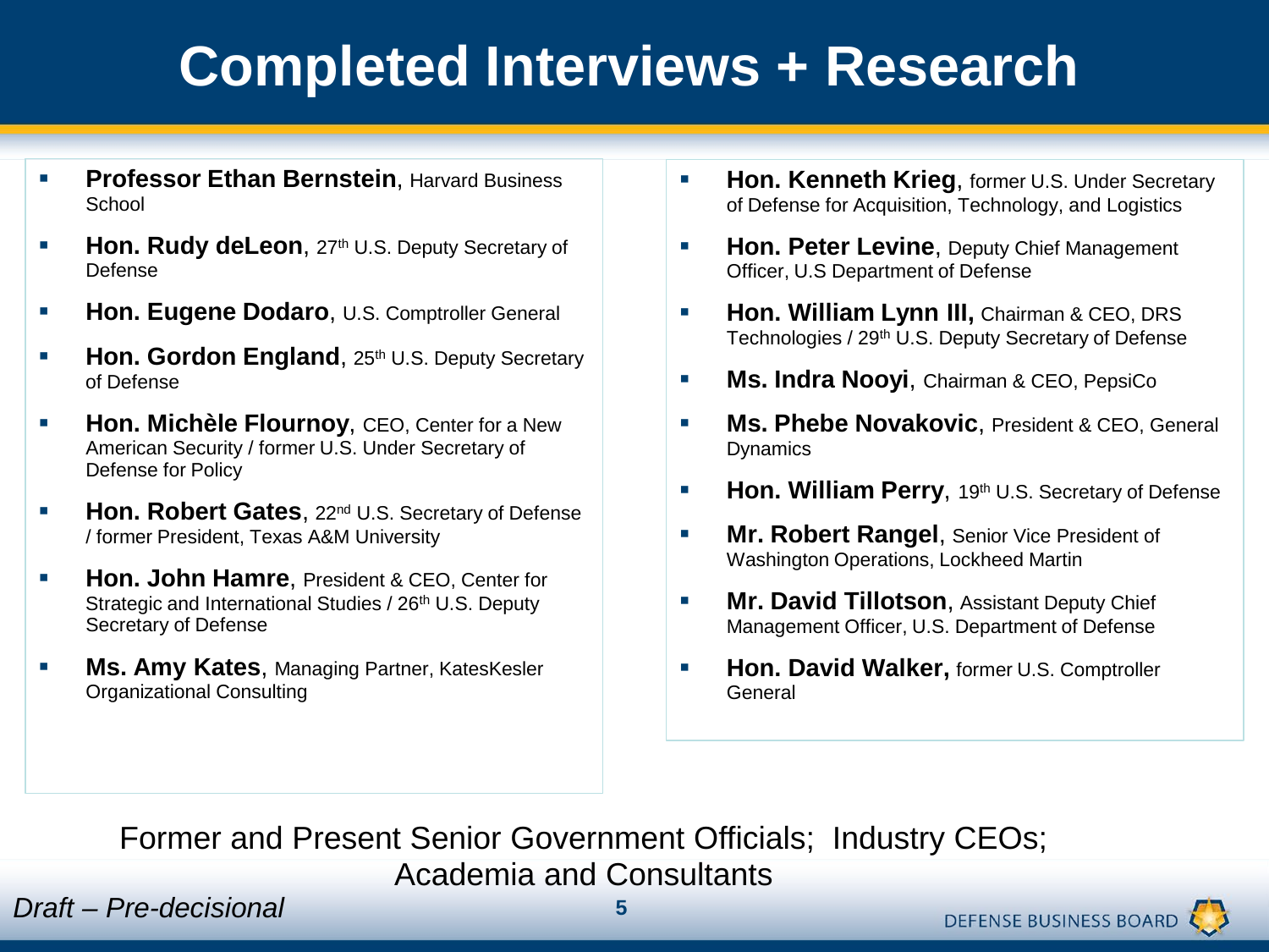# Completed Interviews + Research

- **Professor Ethan Bernstein**, Harvard Business School
- **Hon. Rudy deLeon**, 27th U.S. Deputy Secretary of Defense
- **Hon. Eugene Dodaro**, U.S. Comptroller General
- **Hon. Gordon England**, 25th U.S. Deputy Secretary of Defense
- **Hon. Michèle Flournoy**, CEO, Center for a New American Security / former U.S. Under Secretary of Defense for Policy
- **Hon. Robert Gates**, 22nd U.S. Secretary of Defense / former President, Texas A&M University
- **Hon. John Hamre**, President & CEO, Center for Strategic and International Studies / 26th U.S. Deputy Secretary of Defense
- **Ms. Amy Kates**, Managing Partner, KatesKesler Organizational Consulting
- **Hon. Kenneth Krieg**, former U.S. Under Secretary of Defense for Acquisition, Technology, and Logistics
- **Hon. Peter Levine**, Deputy Chief Management Officer, U.S Department of Defense
- **Hon. William Lynn III,** Chairman & CEO, DRS Technologies / 29th U.S. Deputy Secretary of Defense
- **Ms. Indra Nooyi**, Chairman & CEO, PepsiCo
- **Ms. Phebe Novakovic**, President & CEO, General Dynamics
- **Hon. William Perry**, 19th U.S. Secretary of Defense
- **Mr. Robert Rangel**, Senior Vice President of Washington Operations, Lockheed Martin
- **Mr. David Tillotson**, Assistant Deputy Chief Management Officer, U.S. Department of Defense
- **Hon. David Walker**, former U.S. Comptroller General

Former and Present Senior Government Officials; Industry CEOs; Academia and Consultants

*Draft – Pre-decisional*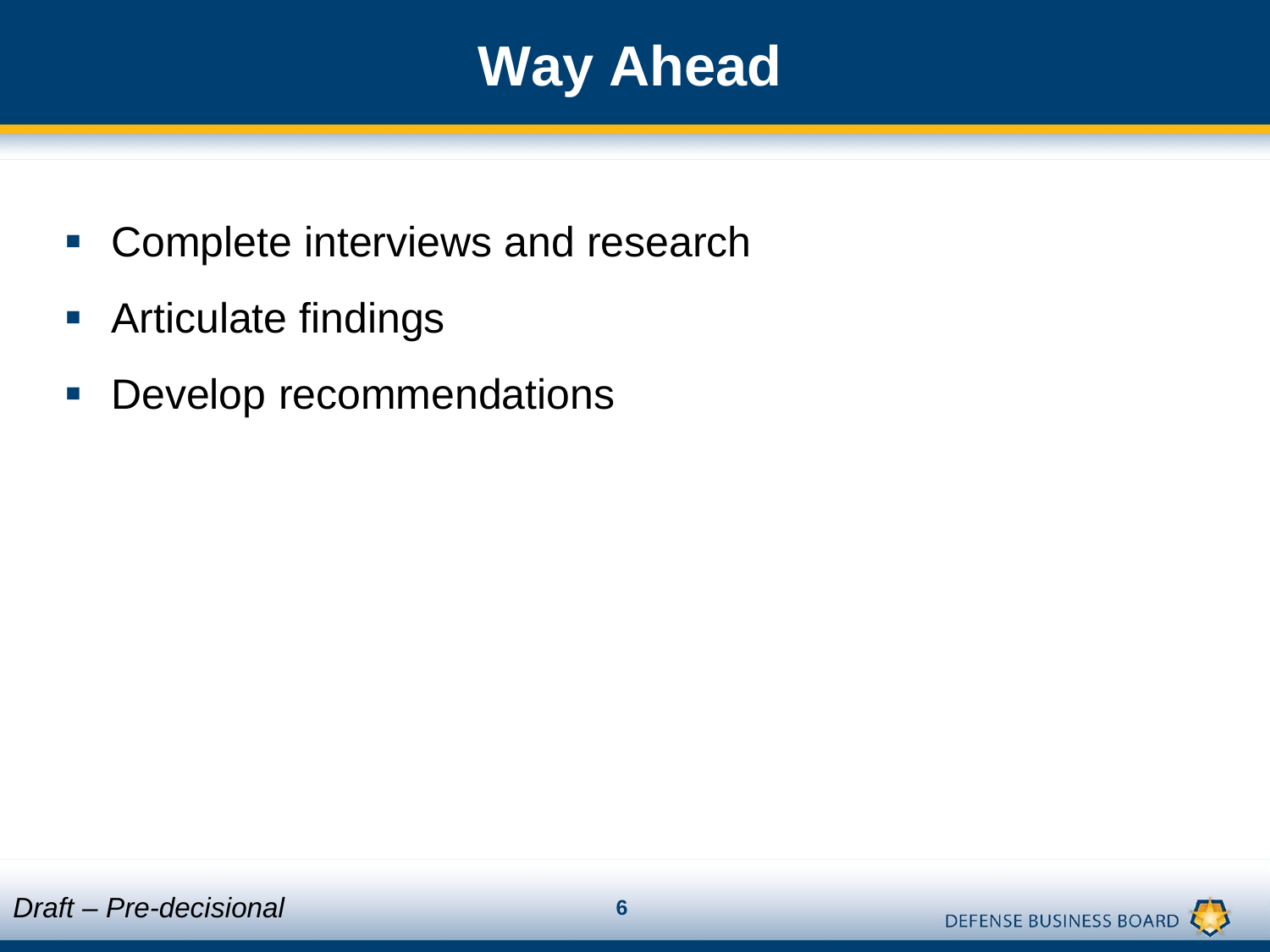# Way Ahead

- Complete interviews and research
- Articulate findings
- Develop recommendations